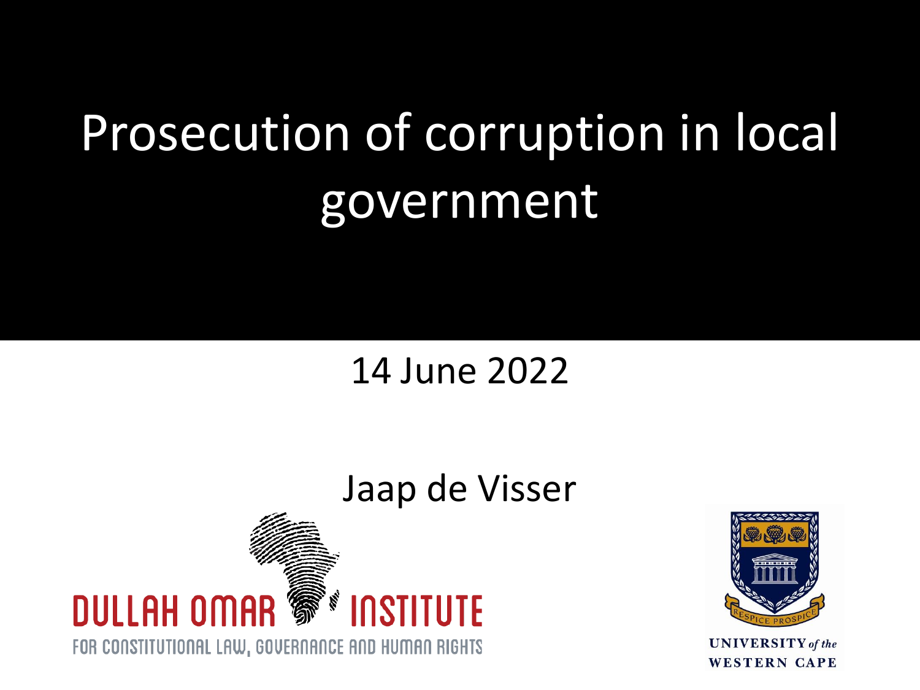# Prosecution of corruption in local government

14 June 2022

Jaap de Visser

DULLAH OMAR INSTITUTE

FOR CONSTITUTIONAL LAW, GOVERNANCE AND HUMAN RIGHTS

UNIVERSITY *of the* WESTERN CAPE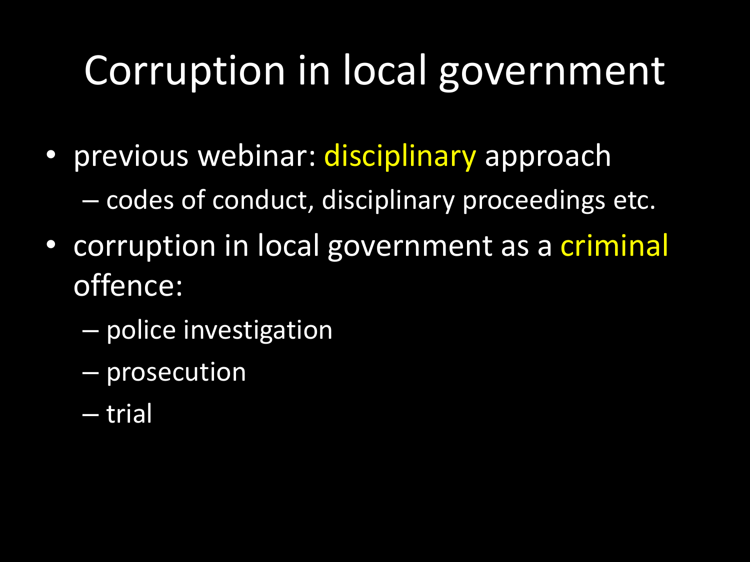# Corruption in local government

- previous webinar: disciplinary approach
  - codes of conduct, disciplinary proceedings etc.
- corruption in local government as a criminal offence:
  - police investigation
  - prosecution
  - trial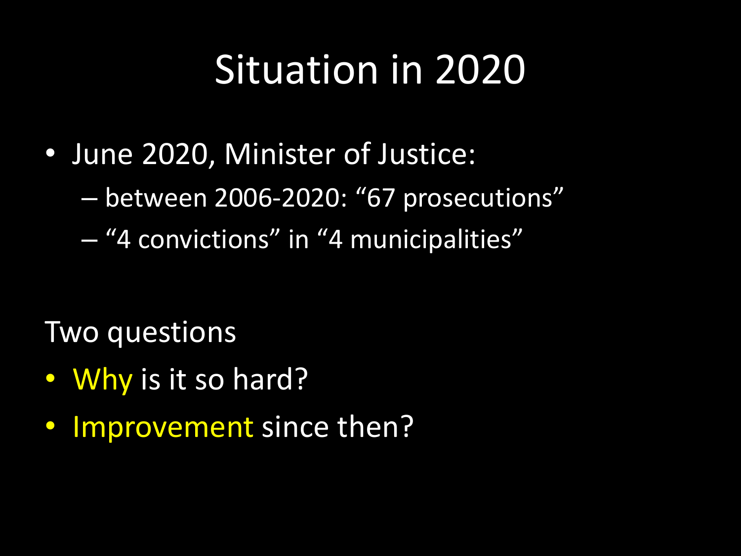# Situation in 2020

- June 2020, Minister of Justice:
  - between 2006-2020: "67 prosecutions"
  - "4 convictions" in "4 municipalities"

Two questions

- Why is it so hard?
- Improvement since then?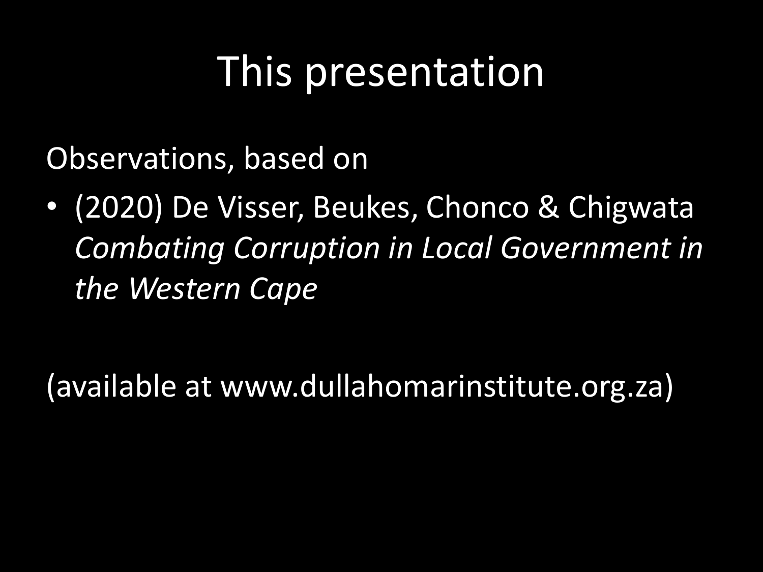# This presentation

Observations, based on

- (2020) De Visser, Beukes, Chonco & Chigwata *Combating Corruption in Local Government in the Western Cape*

(available at www.dullahomarinstitute.org.za)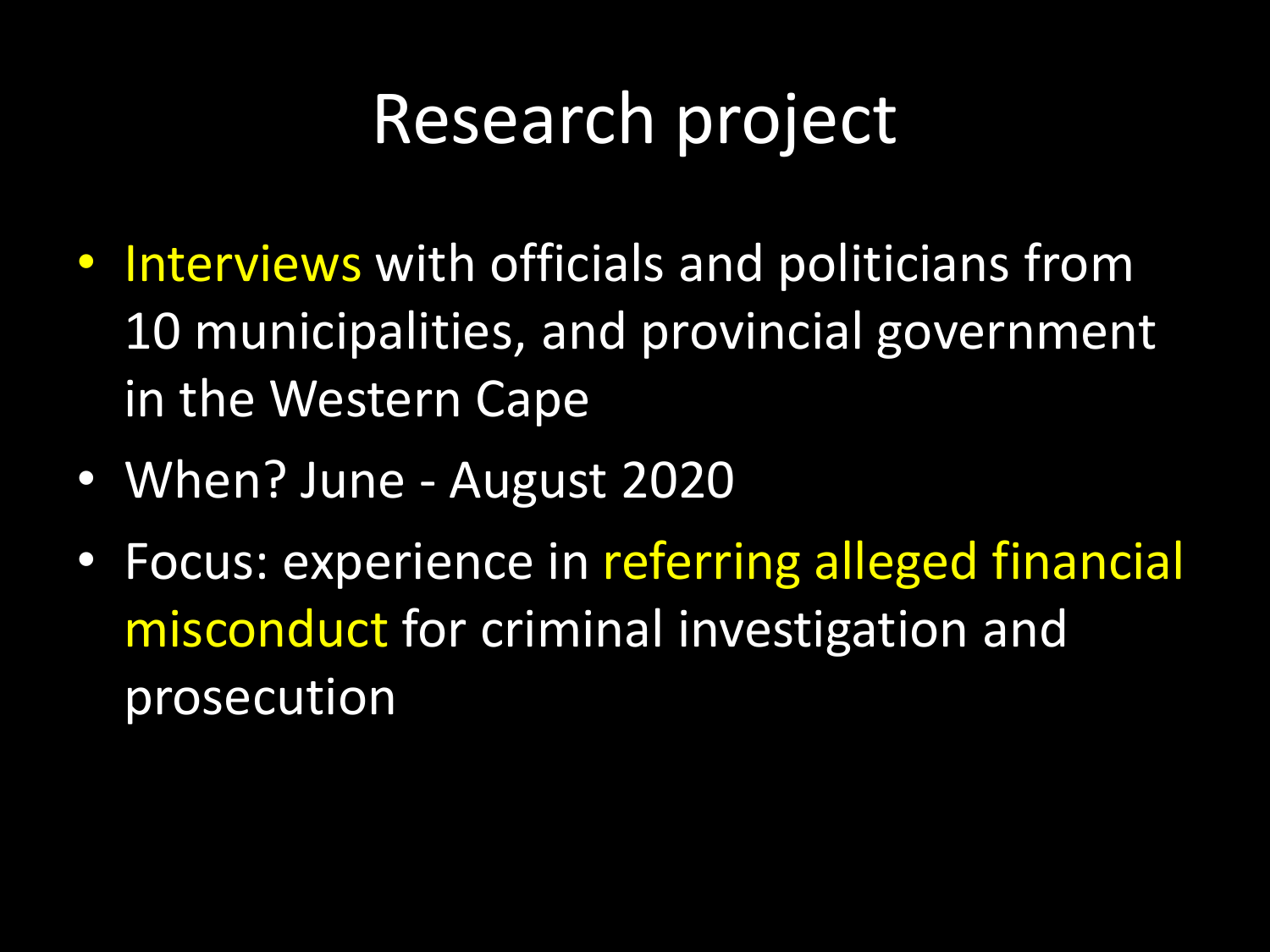# Research project

- Interviews with officials and politicians from 10 municipalities, and provincial government in the Western Cape
- When? June - August 2020
- Focus: experience in referring alleged financial misconduct for criminal investigation and prosecution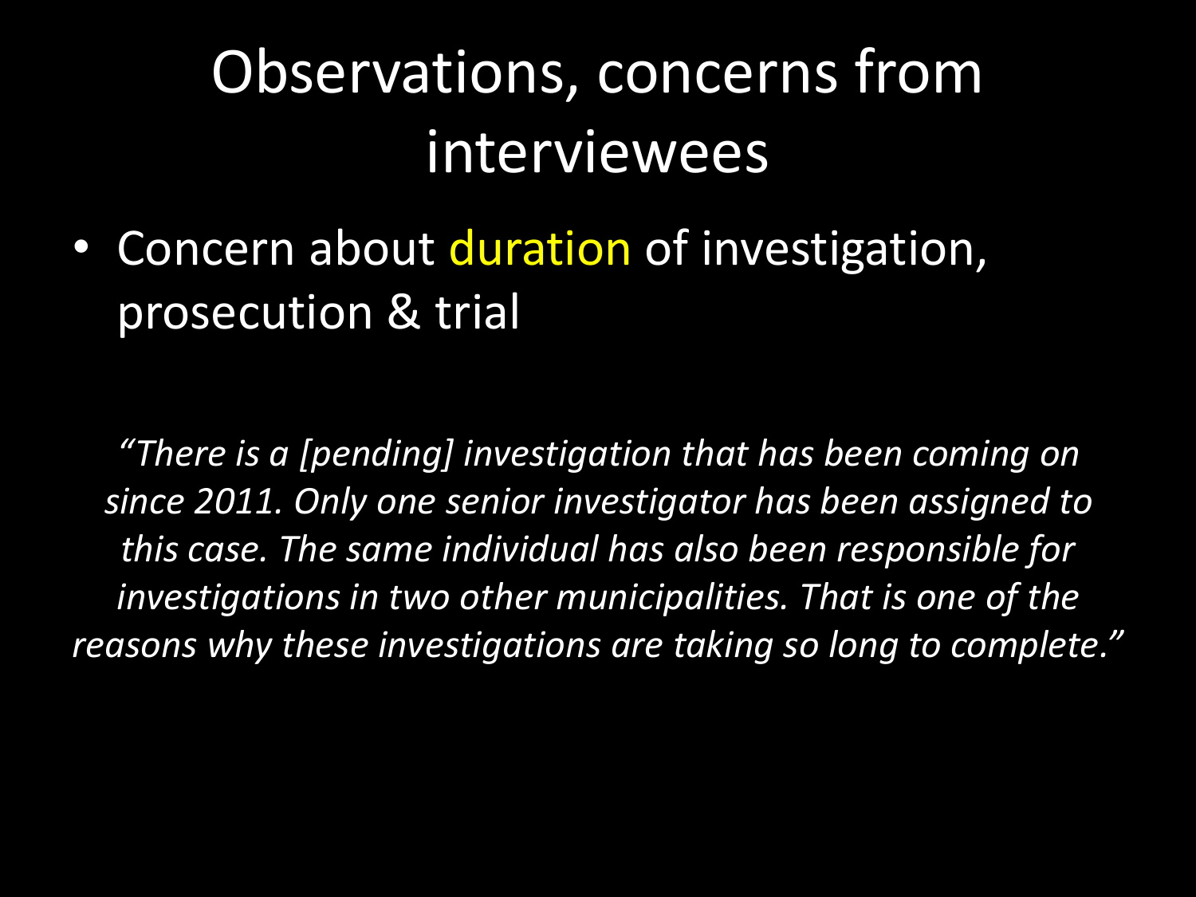# Observations, concerns from interviewees

- Concern about duration of investigation, prosecution & trial

*"There is a [pending] investigation that has been coming on since 2011. Only one senior investigator has been assigned to this case. The same individual has also been responsible for investigations in two other municipalities. That is one of the reasons why these investigations are taking so long to complete."*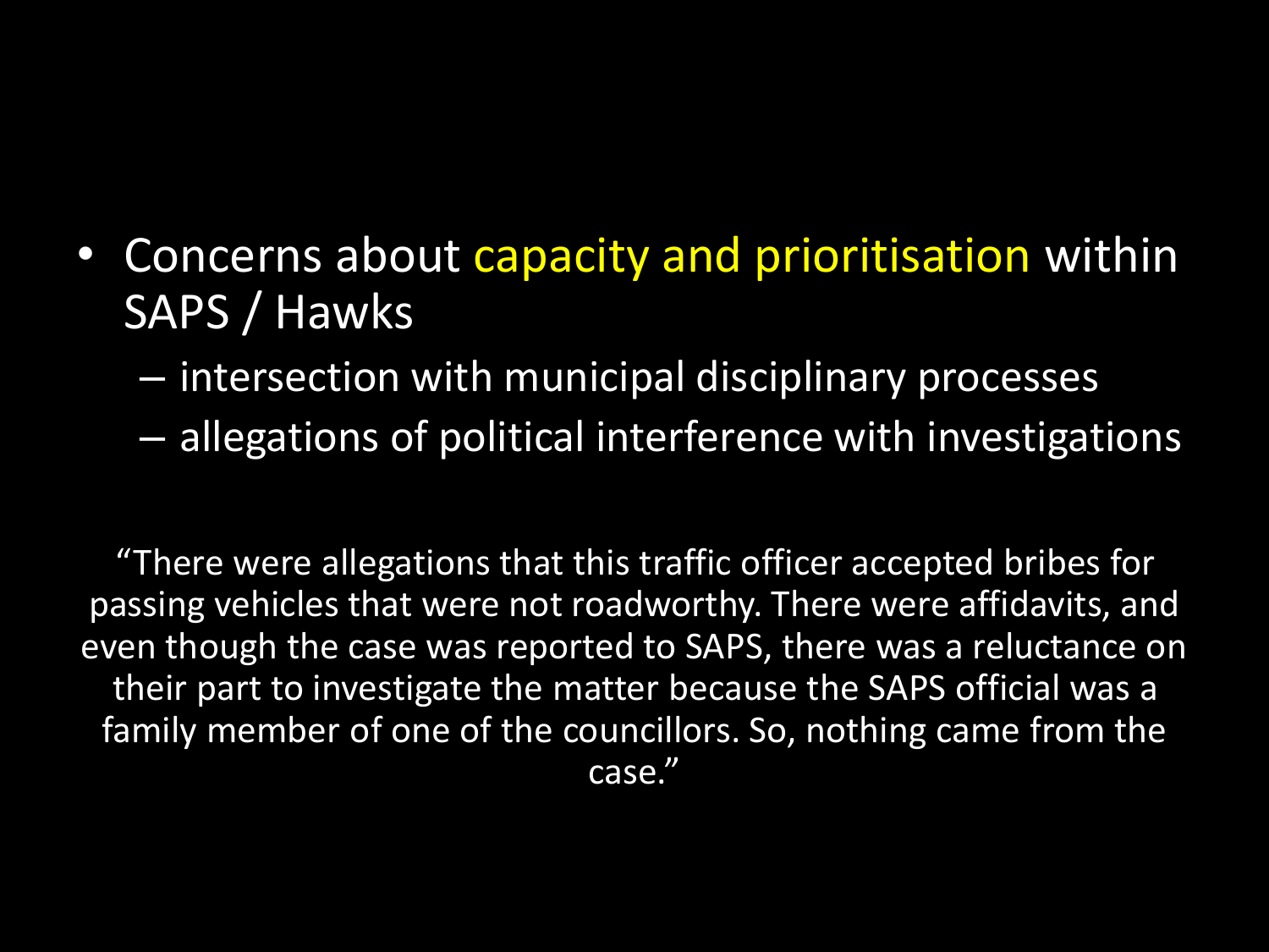- Concerns about capacity and prioritisation within SAPS / Hawks
  - intersection with municipal disciplinary processes
  - allegations of political interference with investigations

"There were allegations that this traffic officer accepted bribes for passing vehicles that were not roadworthy. There were affidavits, and even though the case was reported to SAPS, there was a reluctance on their part to investigate the matter because the SAPS official was a family member of one of the councillors. So, nothing came from the case."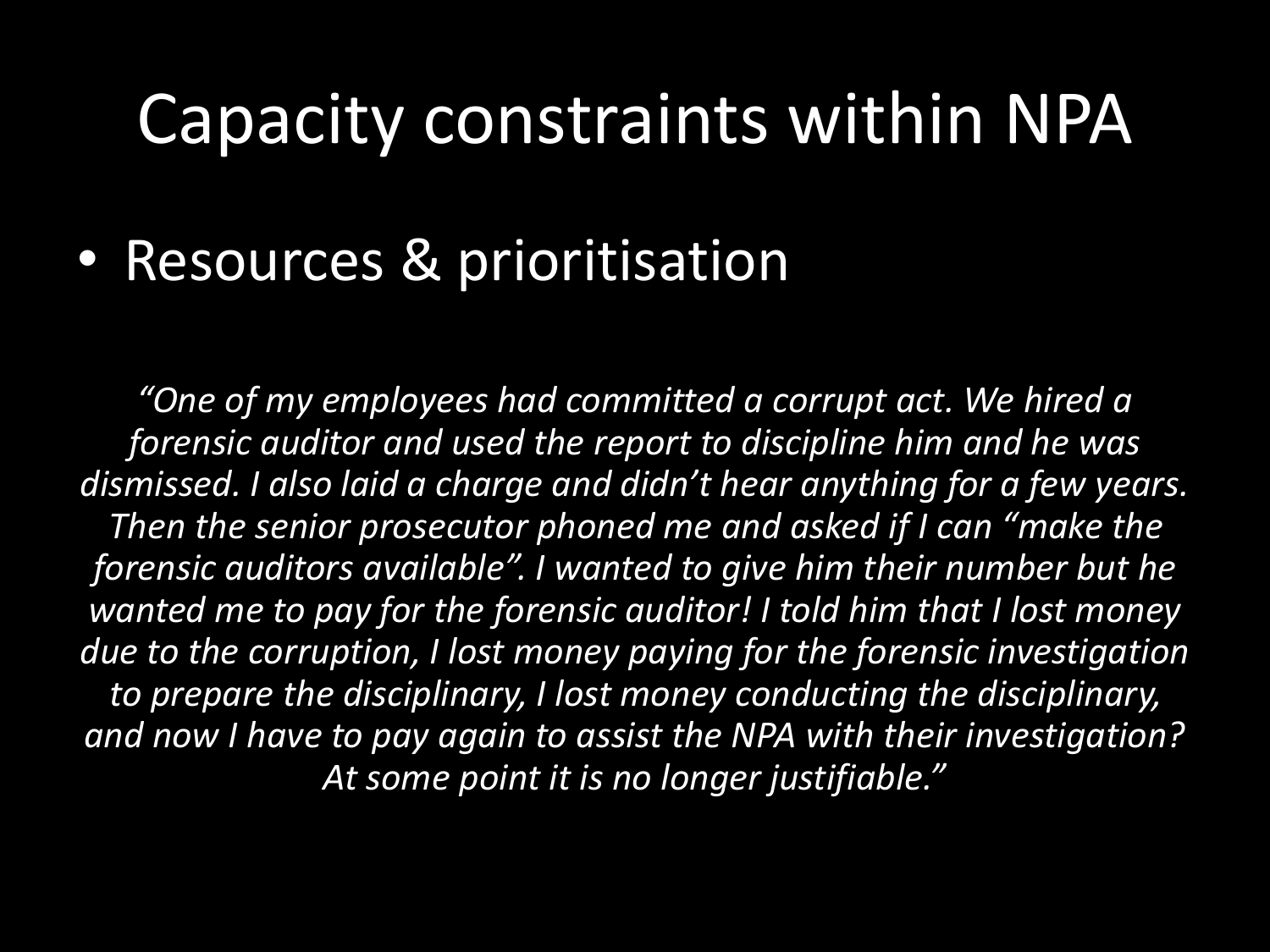# Capacity constraints within NPA

- Resources & prioritisation

*"One of my employees had committed a corrupt act. We hired a forensic auditor and used the report to discipline him and he was dismissed. I also laid a charge and didn't hear anything for a few years. Then the senior prosecutor phoned me and asked if I can "make the forensic auditors available". I wanted to give him their number but he wanted me to pay for the forensic auditor! I told him that I lost money due to the corruption, I lost money paying for the forensic investigation to prepare the disciplinary, I lost money conducting the disciplinary, and now I have to pay again to assist the NPA with their investigation? At some point it is no longer justifiable."*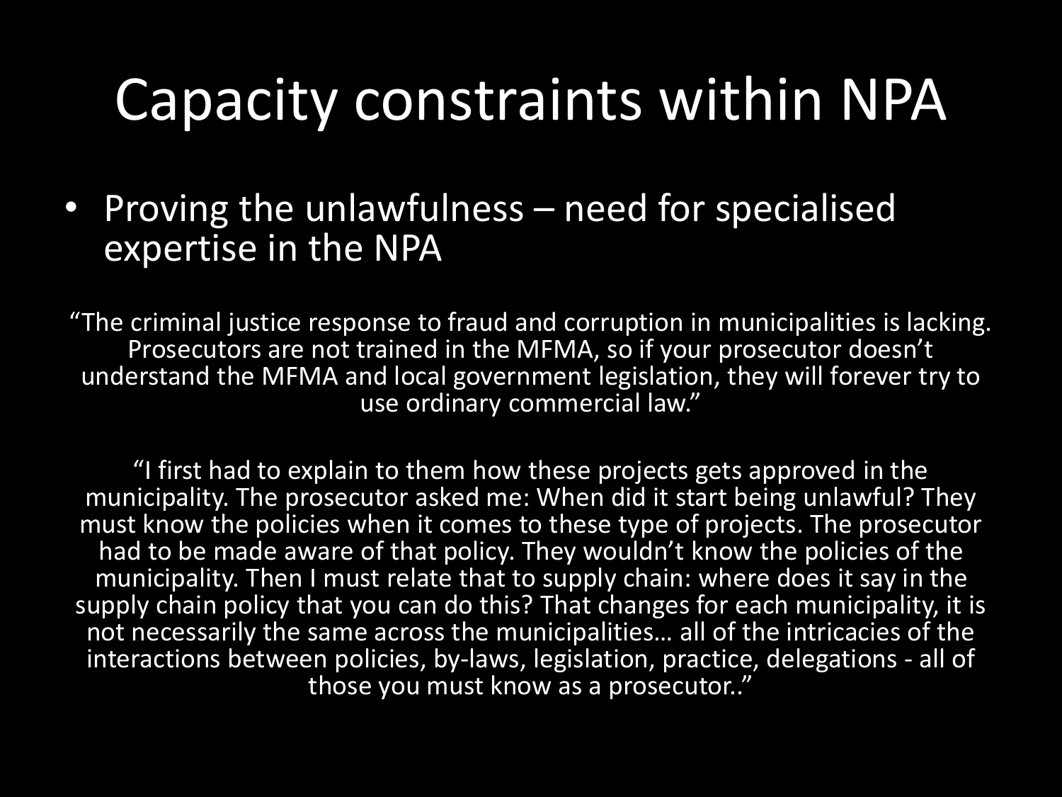# Capacity constraints within NPA

- Proving the unlawfulness – need for specialised expertise in the NPA

"The criminal justice response to fraud and corruption in municipalities is lacking. Prosecutors are not trained in the MFMA, so if your prosecutor doesn't understand the MFMA and local government legislation, they will forever try to use ordinary commercial law."

"I first had to explain to them how these projects gets approved in the municipality. The prosecutor asked me: When did it start being unlawful? They must know the policies when it comes to these type of projects. The prosecutor had to be made aware of that policy. They wouldn't know the policies of the municipality. Then I must relate that to supply chain: where does it say in the supply chain policy that you can do this? That changes for each municipality, it is not necessarily the same across the municipalities… all of the intricacies of the interactions between policies, by-laws, legislation, practice, delegations - all of those you must know as a prosecutor.."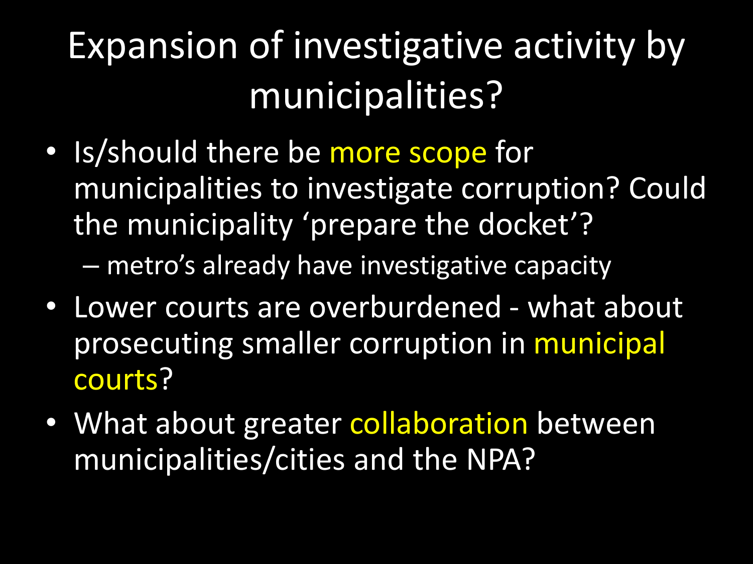# Expansion of investigative activity by municipalities?

- Is/should there be more scope for municipalities to investigate corruption? Could the municipality 'prepare the docket'?
  - metro's already have investigative capacity
- Lower courts are overburdened - what about prosecuting smaller corruption in municipal courts?
- What about greater collaboration between municipalities/cities and the NPA?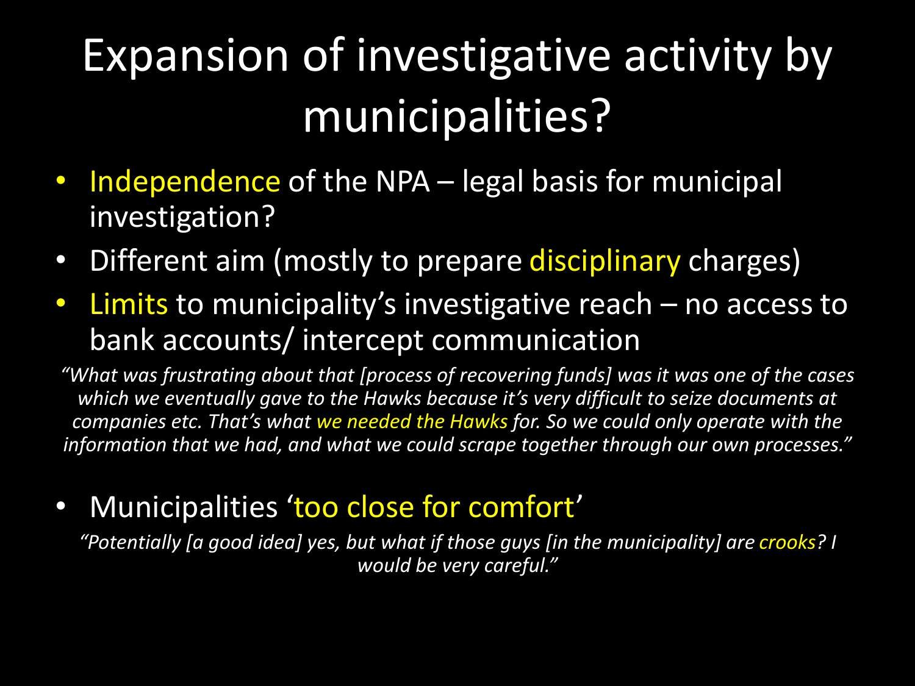# Expansion of investigative activity by municipalities?

- Independence of the NPA – legal basis for municipal investigation?
- Different aim (mostly to prepare disciplinary charges)
- Limits to municipality's investigative reach – no access to bank accounts/ intercept communication

*"What was frustrating about that [process of recovering funds] was it was one of the cases which we eventually gave to the Hawks because it's very difficult to seize documents at companies etc. That's what we needed the Hawks for. So we could only operate with the information that we had, and what we could scrape together through our own processes."*

- Municipalities 'too close for comfort'

*"Potentially [a good idea] yes, but what if those guys [in the municipality] are crooks? I would be very careful."*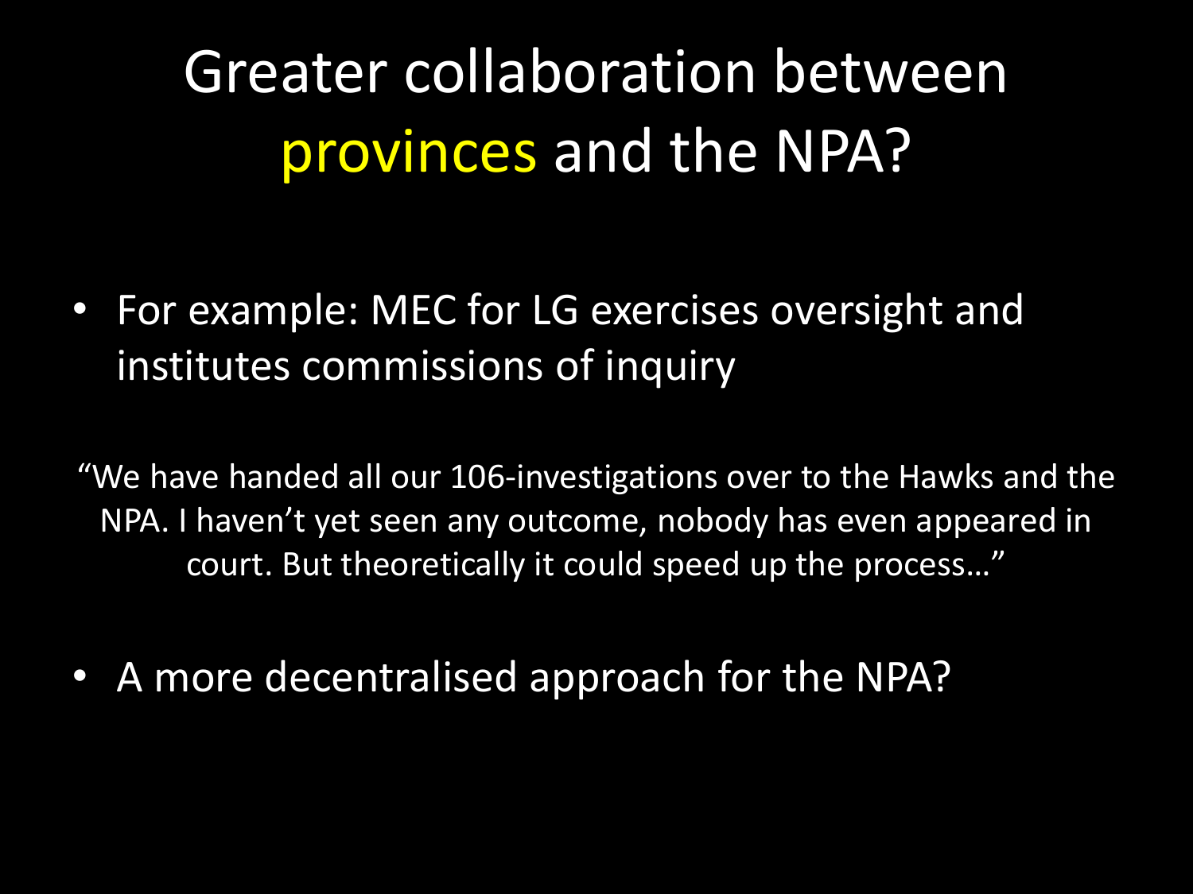# Greater collaboration between provinces and the NPA?

- For example: MEC for LG exercises oversight and institutes commissions of inquiry

"We have handed all our 106-investigations over to the Hawks and the NPA. I haven't yet seen any outcome, nobody has even appeared in court. But theoretically it could speed up the process…"

- A more decentralised approach for the NPA?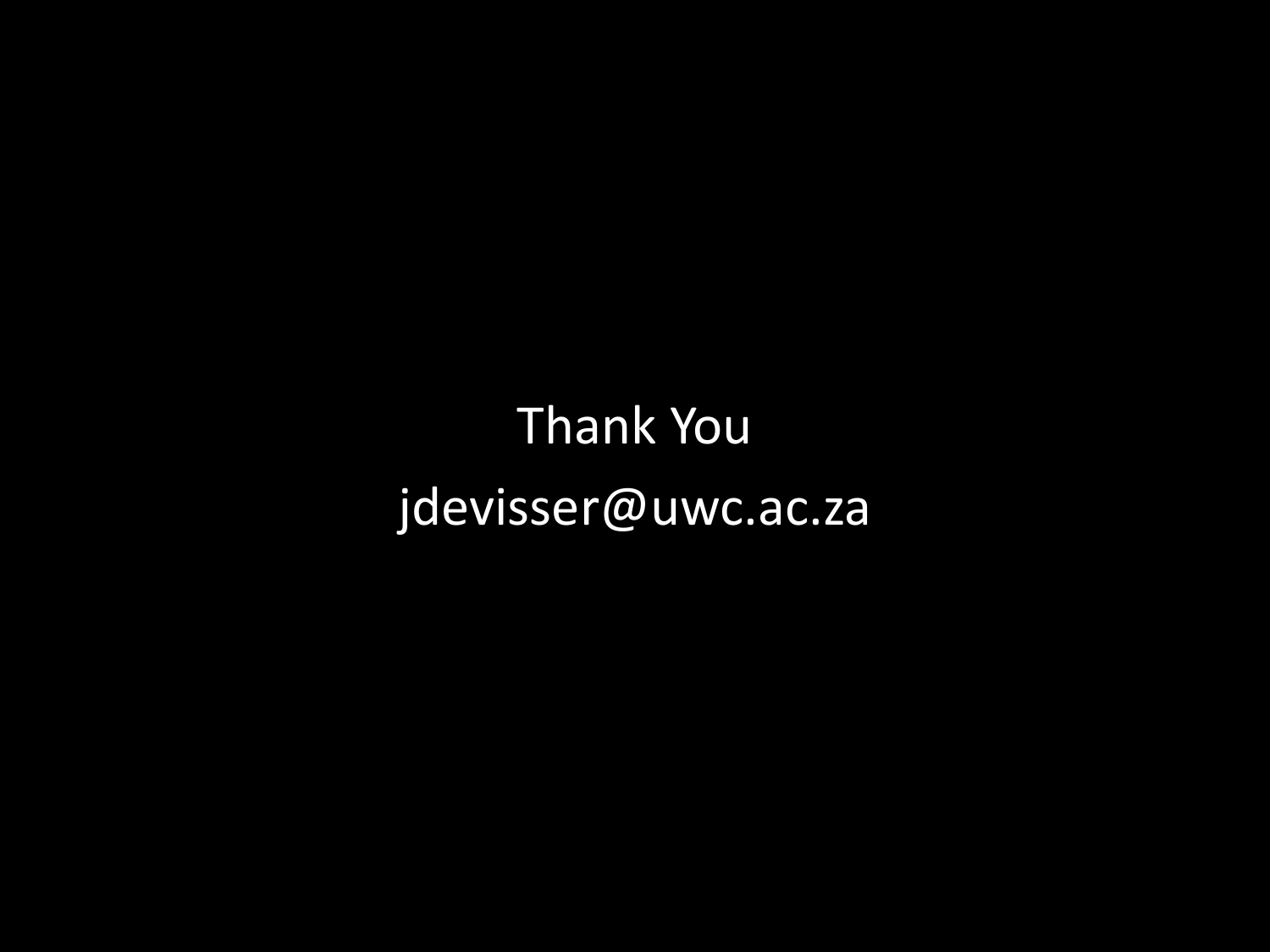Thank You

jdevisser@uwc.ac.za